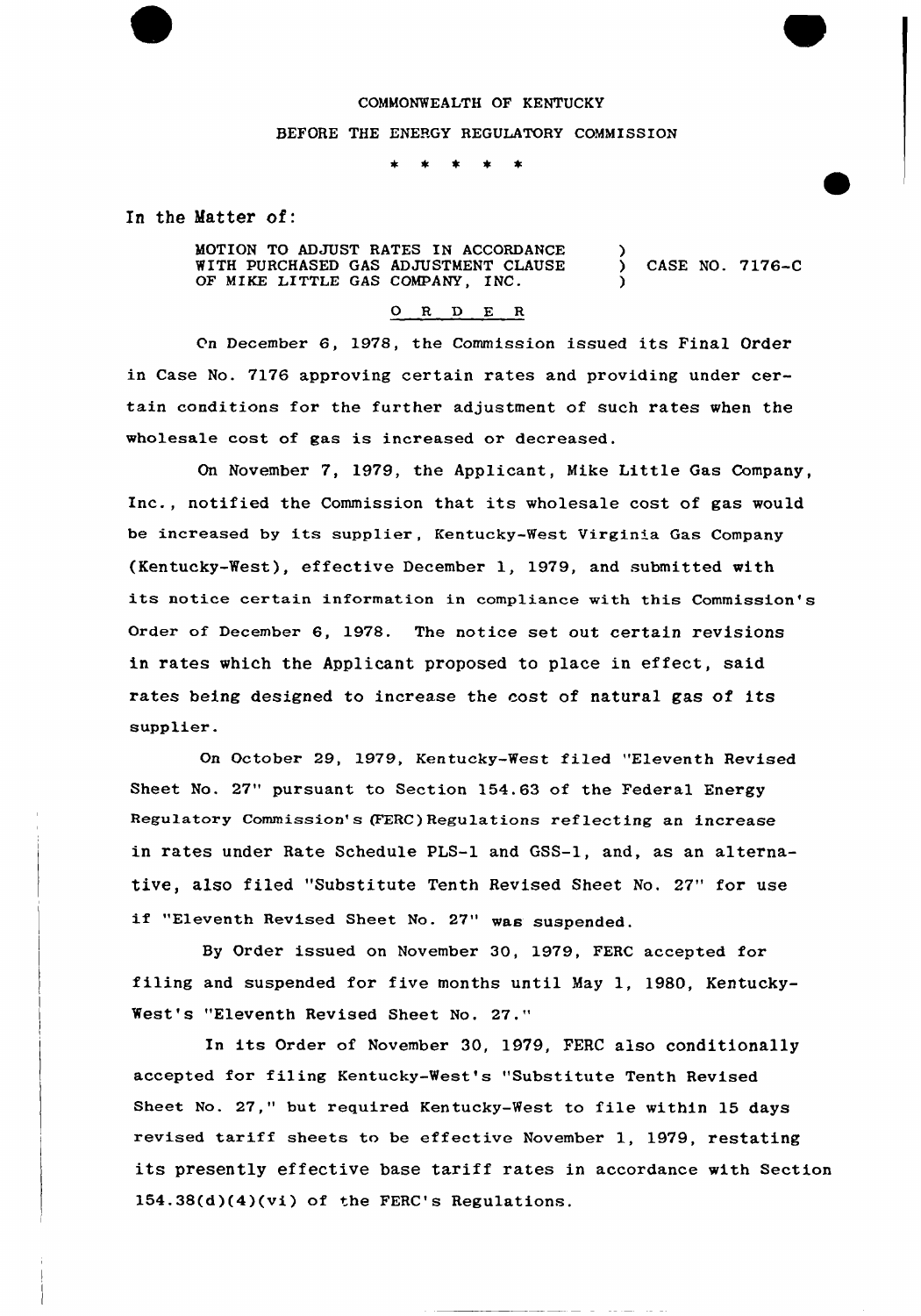COMMONWEALTH OF KENTUCKY

BEFORE THE ENERGY REGULATORY COMMISSION

\* \* \* \* \*

In the Matter of:

MOTION TO ADJUST RATES IN ACCORDANCE WITH PURCHASED GAS ADJUSTMENT CLAUSE OF MIKE LITTLE GAS COMPANY, INC. ) CASE NO. 7176-C

O R D E R

On December 6, 1978, the Commission issued its Final Order in Case No. 7176 approving certain rates and providing under certain conditions for the further adjustment of such rates when the wholesale cost of gas is increased or decreased.

On November 7, 1979, the Applicant, Mike Little Gas Company, Inc., notified the Commission that its wholesale cost of gas would be increased by its supplier, Kentucky-West Virginia Gas Company (Kentucky-West), effective December 1, 1979, and submitted with its notice certain information in compliance with this Commission's Order of December 6, 1978. The notice set out certain revisions in rates which the Applicant proposed to place in effect, said rates being designed to increase the cost of natural gas of its supplier.

On October 29, 1979, Kentucky-West filed "Eleventh Revised Sheet No. 27" pursuant to Section 154.63 of the Federal Energy Regulatory Commission's (FERC) Regulations reflecting an increase in rates under Rate Schedule PLS-1 and GSS-1, and, as an alternative, also filed "Substitute Tenth Revised Sheet No. 27" for use if "Eleventh Revised Sheet No. 27" was suspended.

By Order issued on November 30, 1979, FERC accepted for filing and suspended for five months until May 1, 1980, Kentucky-West's "Eleventh Revised Sheet No. 27."

In its Order of November 30, 1979, FERC also conditionally accepted for filing Kentucky-West's "Substitute Tenth Revised Sheet No. 27," but required Kentucky-West to file within 15 days revised tariff sheets to be effective November 1, 1979, restating its presently effective base tariff rates in accordance with Section 154.38(d)(4)(vi) of the FERC's Regulations.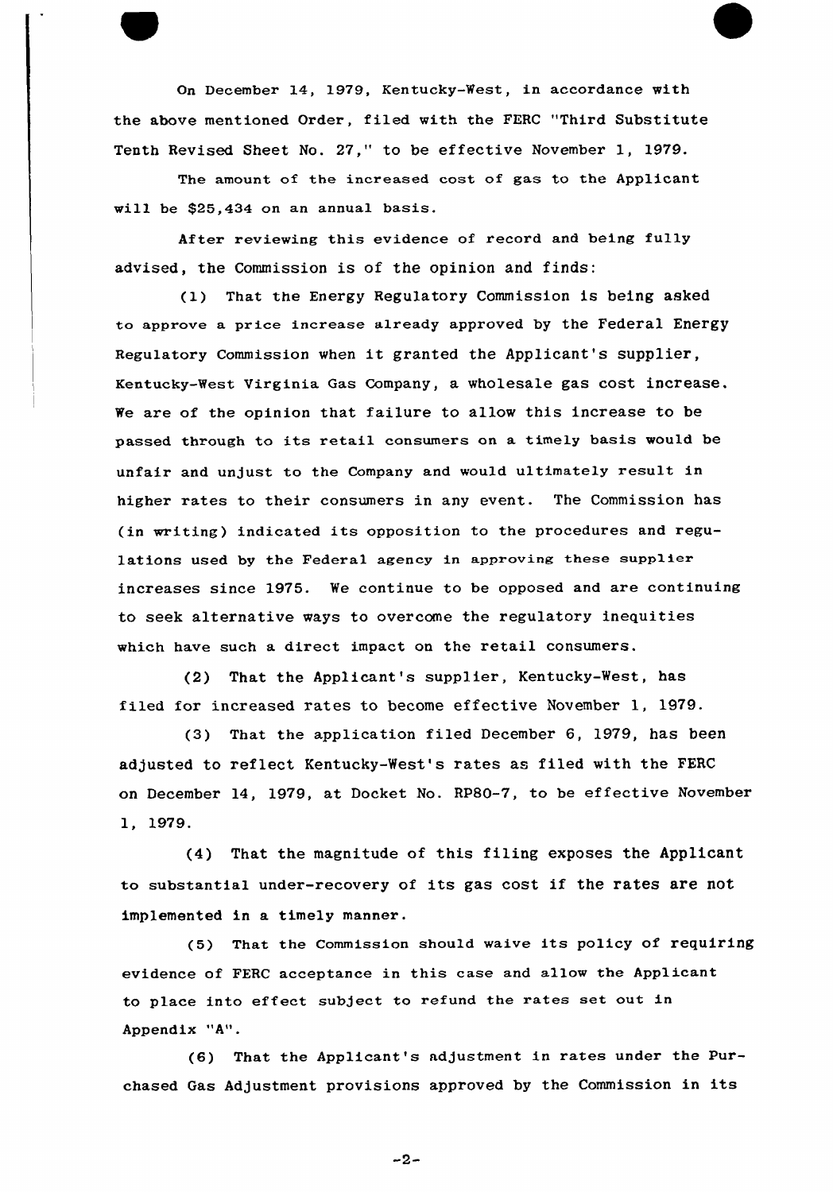On December 14, 1979, Kentucky-West, in accordance with the above mentioned Order, filed with the FERC "Third Substitute Tenth Revised Sheet No. 27," to be effective November 1, 1979.

The amount of the increased cost of gas to the Applicant will be $25,434 on an annual basis.

After reviewing this evidence of record and being fully advised, the Commission is of the opinion and finds:

(1) That the Energy Regulatory Commission is being asked to approve a price increase already approved by the Federal Energy Regulatory Commission when it granted the Applicant's supplier, Kentucky-West Virginia Gas Company, a wholesale gas cost increase. We are of the opinion that failure to allow this increase to be passed through to its retail consumers on a timely basis would be unfair and unjust to the Company and would ultimately result in higher rates to their consumers in any event. The Commission has (in writing) indicated its opposition to the procedures and regulations used by the Federal agency in approving these supplier increases since 1975. We continue to be opposed and are continuing to seek alternative ways to overcome the regulatory inequities which have such a direct impact on the retail consumers.

(2) That the Applicant's supplier, Kentucky-West, has filed for increased rates to become effective November 1, 1979.

(3) That the application filed December 6, 1979, has been adjusted to reflect Kentucky-West's rates as filed with the FERC on December 14, 1979, at Docket No. RP80-7, to be effective November 1, 1979.

(4) That the magnitude of this filing exposes the Applicant to substantial under-recovery of its gas cost if the rates are not implemented in a timely manner.

(5) That the Commission should waive its policy of requiring evidence of FERC acceptance in this case and allow the Applicant to place into effect subject to refund the rates set out in Appendix "A".

(6) That the Applicant's adjustment in rates under the Purchased Gas Adjustment provisions approved by the Commission in its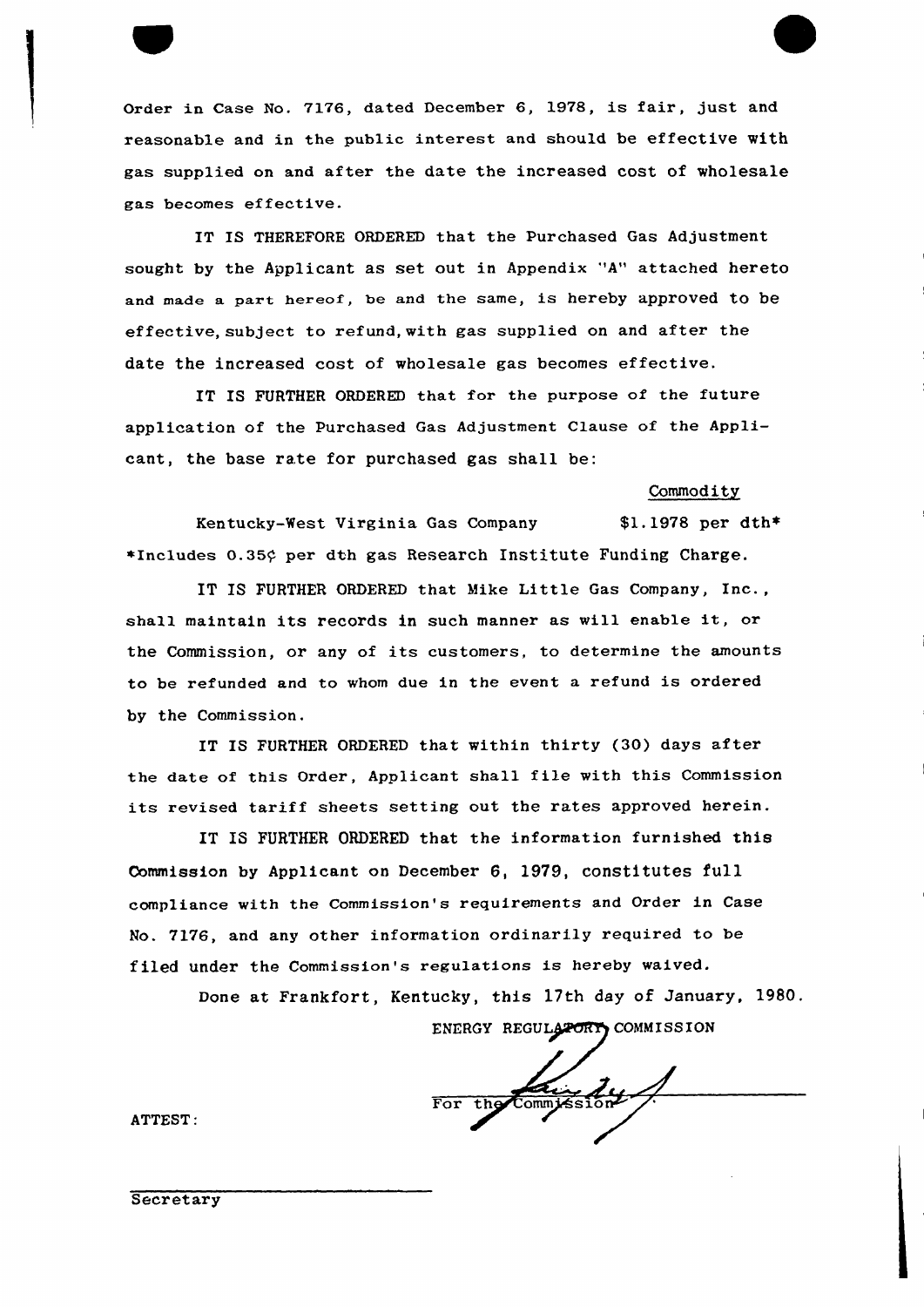Order in Case No. 7176, dated December 6, 1978, is fair, just and reasonable and in the public interest and should be effective with gas supplied on and after the date the increased cost of wholesale gas becomes effective.

IT IS THEREFORE ORDERED that the Purchased Gas Adjustment sought by the Applicant as set out in Appendix "A" attached hereto and made a part hereof, be and the same, is hereby approved to be effective, subject to refund, with gas supplied on and after the date the increased cost of wholesale gas becomes effective.

IT IS FURTHER ORDERED that for the purpose of the future application of the Purchased Gas Adjustment Clause of the Applicant, the base rate for purchased gas shall be:

| | Commodity |
|---|---|
| Kentucky-West Virginia Gas Company | $1.1978 per dth* |

*Includes 0.35¢ per dth gas Research Institute Funding Charge.

IT IS FURTHER ORDERED that Mike Little Gas Company, Inc., shall maintain its records in such manner as will enable it, or the Commission, or any of its customers, to determine the amounts to be refunded and to whom due in the event a refund is ordered by the Commission.

IT IS FURTHER ORDERED that within thirty (30) days after the date of this Order, Applicant shall file with this Commission its revised tariff sheets setting out the rates approved herein.

IT IS FURTHER ORDERED that the information furnished this Commission by Applicant on December 6, 1979, constitutes full compliance with the Commission's requirements and Order in Case No. 7176, and any other information ordinarily required to be filed under the Commission's regulations is hereby waived.

Done at Frankfort, Kentucky, this 17th day of January, 1980.

ENERGY REGULATORY COMMISSION

For the Commission

ATTEST:

Secretary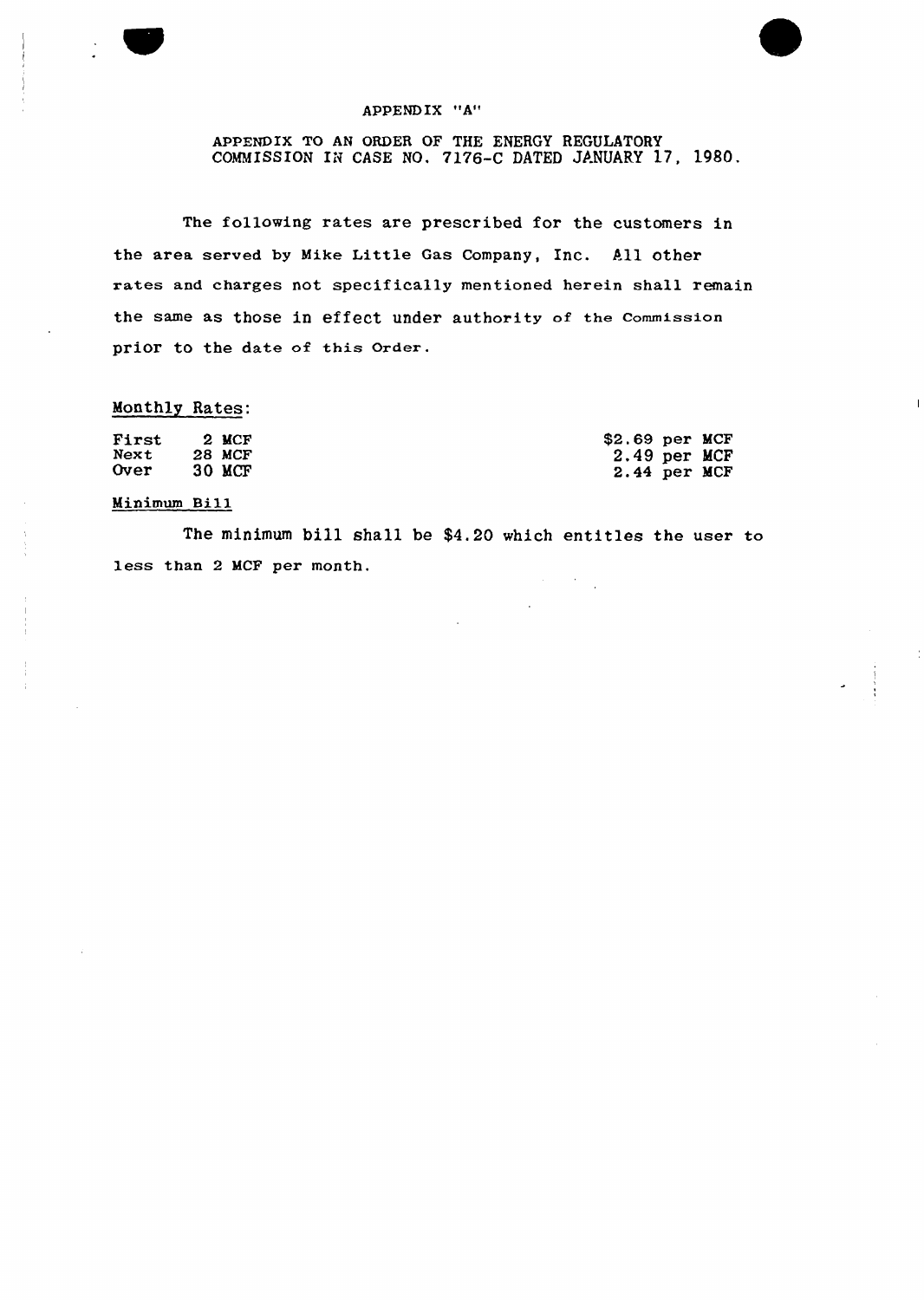APPENDIX "A"

APPENDIX TO AN ORDER OF THE ENERGY REGULATORY COMMISSION IN CASE NO. 7176-C DATED JANUARY 17, 1980.

The following rates are prescribed for the customers in the area served by Mike Little Gas Company, Inc. All other rates and charges not specifically mentioned herein shall remain the same as those in effect under authority of the Commission prior to the date of this Order.

Monthly Rates:

| | | |
|---|---|---|
| First | 2 MCF | $2.69 per MCF |
| Next | 28 MCF | 2.49 per MCF |
| Over | 30 MCF | 2.44 per MCF |

Minimum Bill

The minimum bill shall be $4.20 which entitles the user to less than 2 MCF per month.